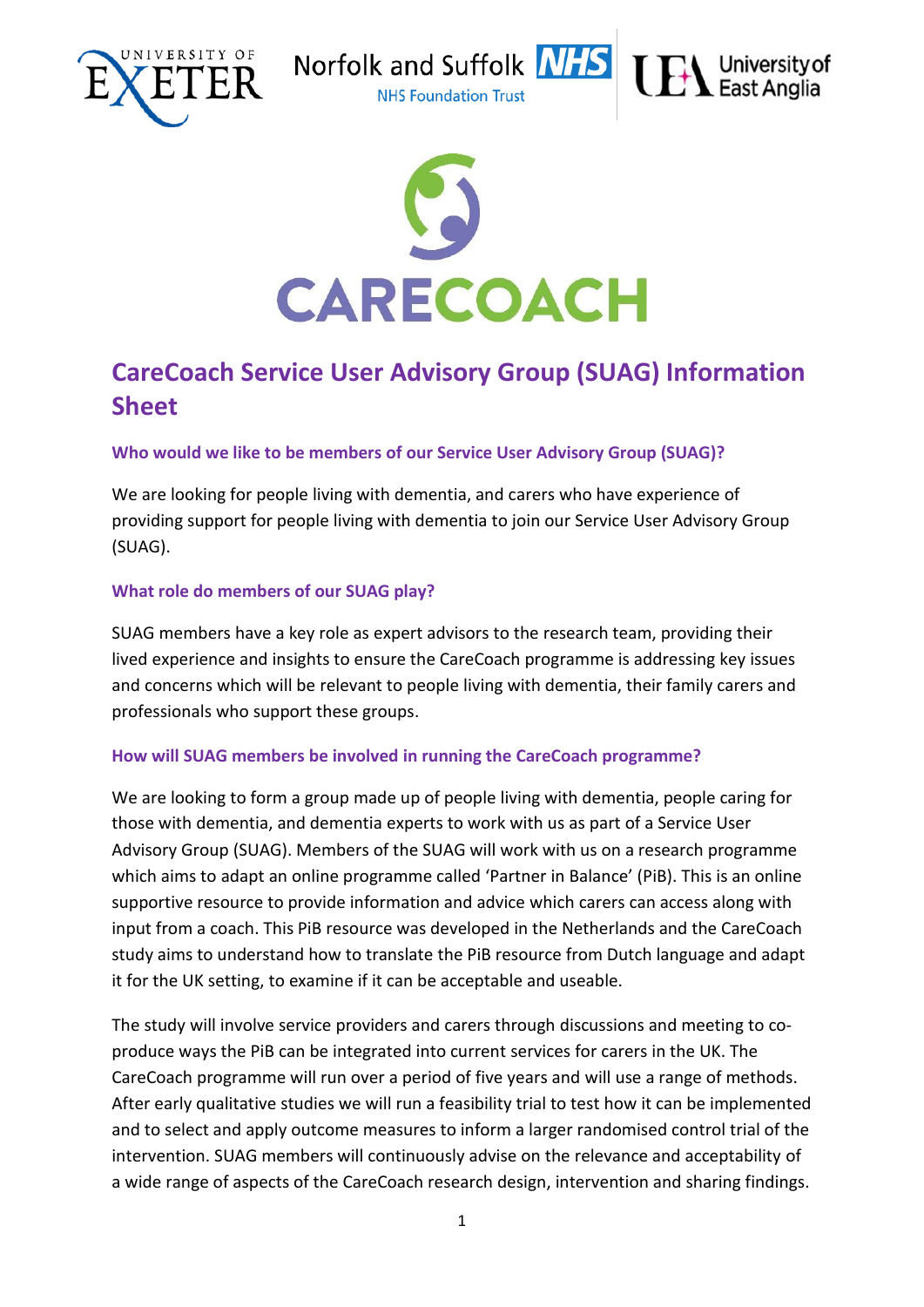# CareCoach Service User Advisory Group (SUAG) Information Sheet

### Who would we like to be members of our Service User Advisory Group (SUAG)?

We are looking for people living with dementia, and carers who have experience of providing support for people living with dementia to join our Service User Advisory Group (SUAG).

### What role do members of our SUAG play?

SUAG members have a key role as expert advisors to the research team, providing their lived experience and insights to ensure the CareCoach programme is addressing key issues and concerns which will be relevant to people living with dementia, their family carers and professionals who support these groups.

### How will SUAG members be involved in running the CareCoach programme?

We are looking to form a group made up of people living with dementia, people caring for those with dementia, and dementia experts to work with us as part of a Service User Advisory Group (SUAG). Members of the SUAG will work with us on a research programme which aims to adapt an online programme called 'Partner in Balance' (PiB). This is an online supportive resource to provide information and advice which carers can access along with input from a coach. This PiB resource was developed in the Netherlands and the CareCoach study aims to understand how to translate the PiB resource from Dutch language and adapt it for the UK setting, to examine if it can be acceptable and useable.

The study will involve service providers and carers through discussions and meeting to co-produce ways the PiB can be integrated into current services for carers in the UK. The CareCoach programme will run over a period of five years and will use a range of methods. After early qualitative studies we will run a feasibility trial to test how it can be implemented and to select and apply outcome measures to inform a larger randomised control trial of the intervention. SUAG members will continuously advise on the relevance and acceptability of a wide range of aspects of the CareCoach research design, intervention and sharing findings.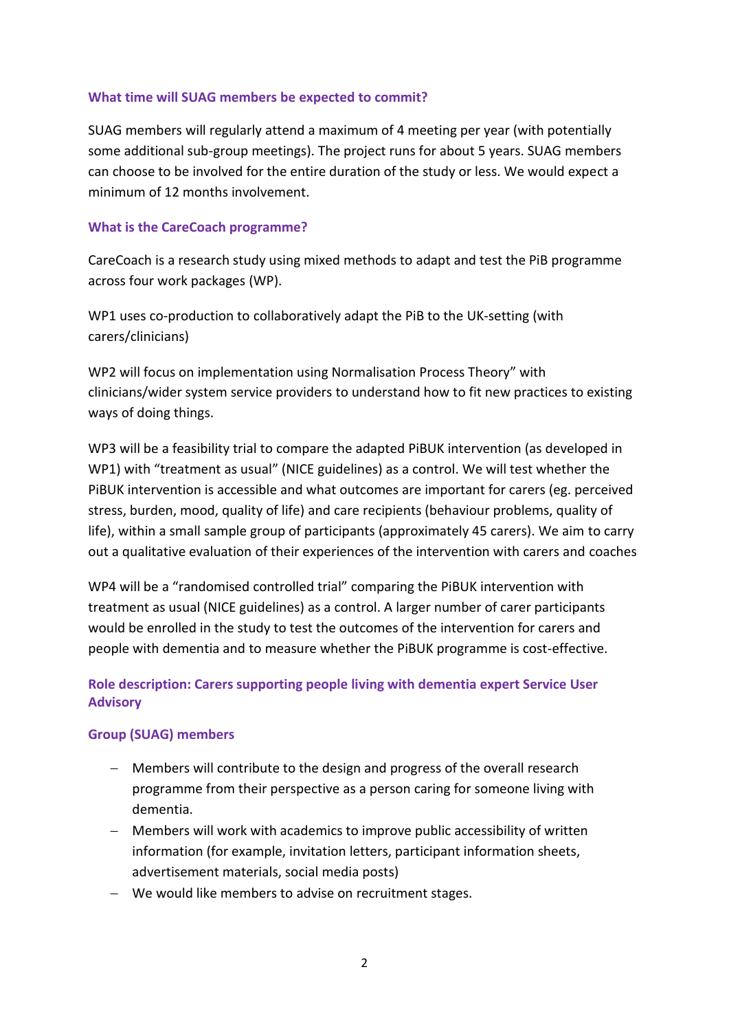### What time will SUAG members be expected to commit?

SUAG members will regularly attend a maximum of 4 meeting per year (with potentially some additional sub-group meetings). The project runs for about 5 years. SUAG members can choose to be involved for the entire duration of the study or less. We would expect a minimum of 12 months involvement.

### What is the CareCoach programme?

CareCoach is a research study using mixed methods to adapt and test the PiB programme across four work packages (WP).

WP1 uses co-production to collaboratively adapt the PiB to the UK-setting (with carers/clinicians)

WP2 will focus on implementation using Normalisation Process Theory" with clinicians/wider system service providers to understand how to fit new practices to existing ways of doing things.

WP3 will be a feasibility trial to compare the adapted PiBUK intervention (as developed in WP1) with "treatment as usual" (NICE guidelines) as a control. We will test whether the PiBUK intervention is accessible and what outcomes are important for carers (eg. perceived stress, burden, mood, quality of life) and care recipients (behaviour problems, quality of life), within a small sample group of participants (approximately 45 carers). We aim to carry out a qualitative evaluation of their experiences of the intervention with carers and coaches

WP4 will be a "randomised controlled trial" comparing the PiBUK intervention with treatment as usual (NICE guidelines) as a control. A larger number of carer participants would be enrolled in the study to test the outcomes of the intervention for carers and people with dementia and to measure whether the PiBUK programme is cost-effective.

### Role description: Carers supporting people living with dementia expert Service User Advisory

### Group (SUAG) members

- Members will contribute to the design and progress of the overall research programme from their perspective as a person caring for someone living with dementia.
- Members will work with academics to improve public accessibility of written information (for example, invitation letters, participant information sheets, advertisement materials, social media posts)
- We would like members to advise on recruitment stages.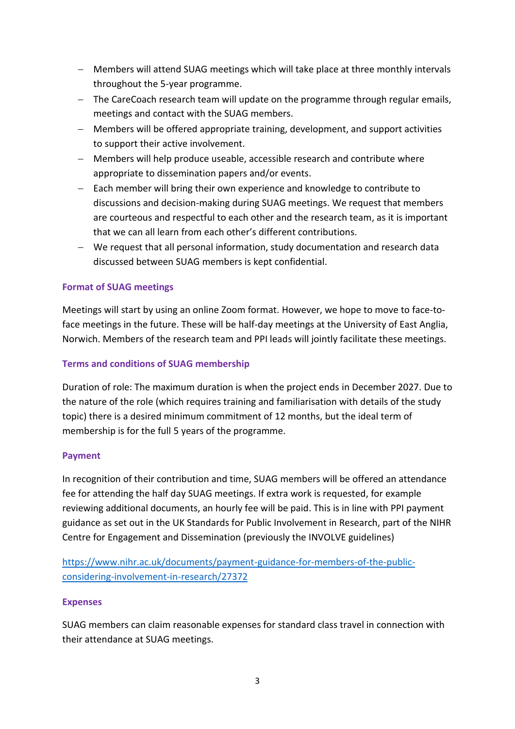- Members will attend SUAG meetings which will take place at three monthly intervals throughout the 5-year programme.
- The CareCoach research team will update on the programme through regular emails, meetings and contact with the SUAG members.
- Members will be offered appropriate training, development, and support activities to support their active involvement.
- Members will help produce useable, accessible research and contribute where appropriate to dissemination papers and/or events.
- Each member will bring their own experience and knowledge to contribute to discussions and decision-making during SUAG meetings. We request that members are courteous and respectful to each other and the research team, as it is important that we can all learn from each other's different contributions.
- We request that all personal information, study documentation and research data discussed between SUAG members is kept confidential.

### Format of SUAG meetings

Meetings will start by using an online Zoom format. However, we hope to move to face-to-face meetings in the future. These will be half-day meetings at the University of East Anglia, Norwich. Members of the research team and PPI leads will jointly facilitate these meetings.

### Terms and conditions of SUAG membership

Duration of role: The maximum duration is when the project ends in December 2027. Due to the nature of the role (which requires training and familiarisation with details of the study topic) there is a desired minimum commitment of 12 months, but the ideal term of membership is for the full 5 years of the programme.

### Payment

In recognition of their contribution and time, SUAG members will be offered an attendance fee for attending the half day SUAG meetings. If extra work is requested, for example reviewing additional documents, an hourly fee will be paid. This is in line with PPI payment guidance as set out in the UK Standards for Public Involvement in Research, part of the NIHR Centre for Engagement and Dissemination (previously the INVOLVE guidelines)

[https://www.nihr.ac.uk/documents/payment-guidance-for-members-of-the-public-considering-involvement-in-research/27372](https://www.nihr.ac.uk/documents/payment-guidance-for-members-of-the-public-considering-involvement-in-research/27372)

### Expenses

SUAG members can claim reasonable expenses for standard class travel in connection with their attendance at SUAG meetings.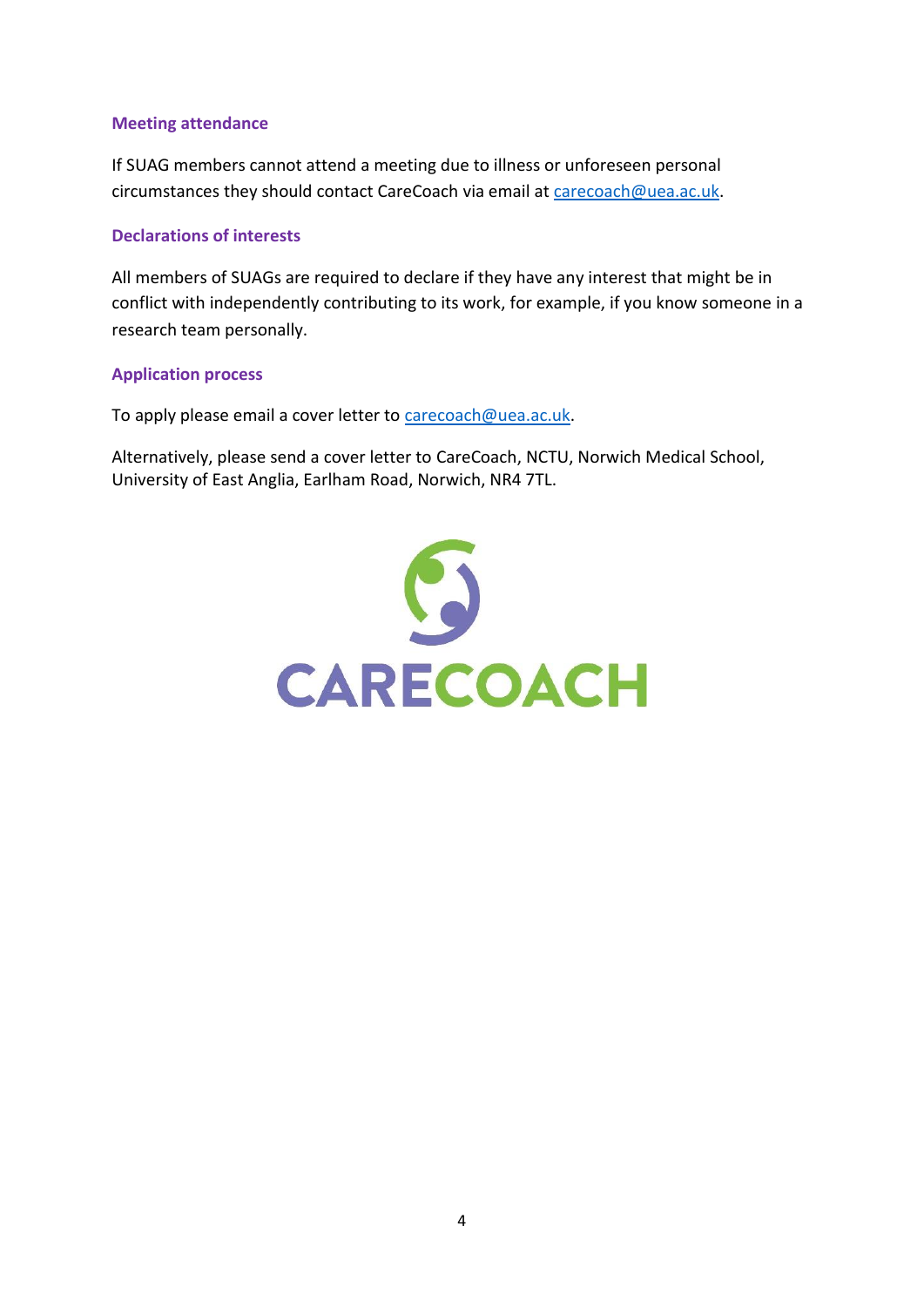### Meeting attendance

If SUAG members cannot attend a meeting due to illness or unforeseen personal circumstances they should contact CareCoach via email at carecoach@uea.ac.uk.

### Declarations of interests

All members of SUAGs are required to declare if they have any interest that might be in conflict with independently contributing to its work, for example, if you know someone in a research team personally.

### Application process

To apply please email a cover letter to carecoach@uea.ac.uk.

Alternatively, please send a cover letter to CareCoach, NCTU, Norwich Medical School, University of East Anglia, Earlham Road, Norwich, NR4 7TL.

CARECOACH